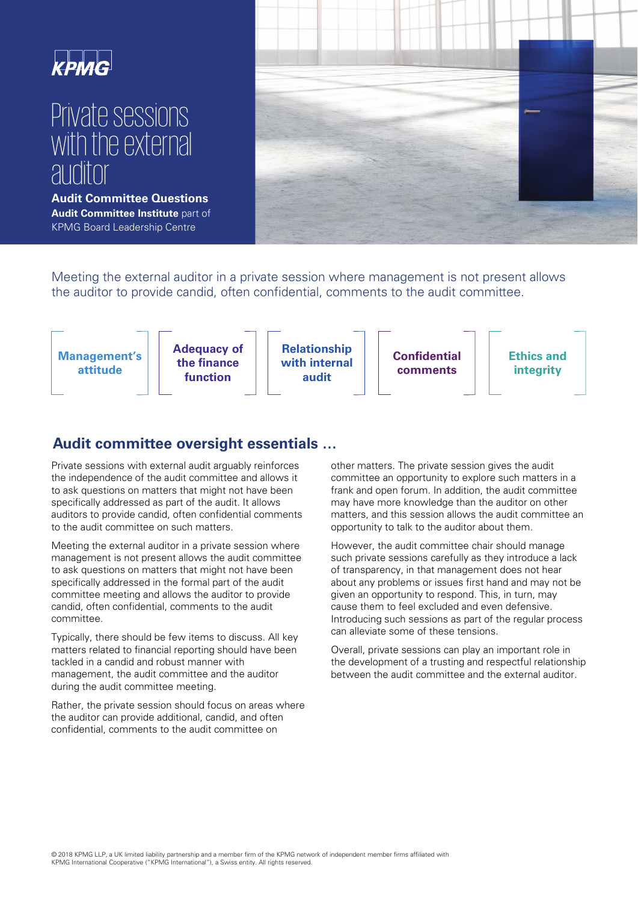KPMG

# Private sessions with the external auditor

**Audit Committee Questions**

**Audit Committee Institute** part of KPMG Board Leadership Centre

Meeting the external auditor in a private session where management is not present allows the auditor to provide candid, often confidential, comments to the audit committee.

**Management's attitude** | **Adequacy of the finance function** | **Relationship with internal audit** | **Confidential comments** | **Ethics and integrity**

## Audit committee oversight essentials …

Private sessions with external audit arguably reinforces the independence of the audit committee and allows it to ask questions on matters that might not have been specifically addressed as part of the audit. It allows auditors to provide candid, often confidential comments to the audit committee on such matters.

Meeting the external auditor in a private session where management is not present allows the audit committee to ask questions on matters that might not have been specifically addressed in the formal part of the audit committee meeting and allows the auditor to provide candid, often confidential, comments to the audit committee.

Typically, there should be few items to discuss. All key matters related to financial reporting should have been tackled in a candid and robust manner with management, the audit committee and the auditor during the audit committee meeting.

Rather, the private session should focus on areas where the auditor can provide additional, candid, and often confidential, comments to the audit committee on other matters. The private session gives the audit committee an opportunity to explore such matters in a frank and open forum. In addition, the audit committee may have more knowledge than the auditor on other matters, and this session allows the audit committee an opportunity to talk to the auditor about them.

However, the audit committee chair should manage such private sessions carefully as they introduce a lack of transparency, in that management does not hear about any problems or issues first hand and may not be given an opportunity to respond. This, in turn, may cause them to feel excluded and even defensive. Introducing such sessions as part of the regular process can alleviate some of these tensions.

Overall, private sessions can play an important role in the development of a trusting and respectful relationship between the audit committee and the external auditor.

© 2018 KPMG LLP, a UK limited liability partnership and a member firm of the KPMG network of independent member firms affiliated with KPMG International Cooperative ("KPMG International"), a Swiss entity. All rights reserved.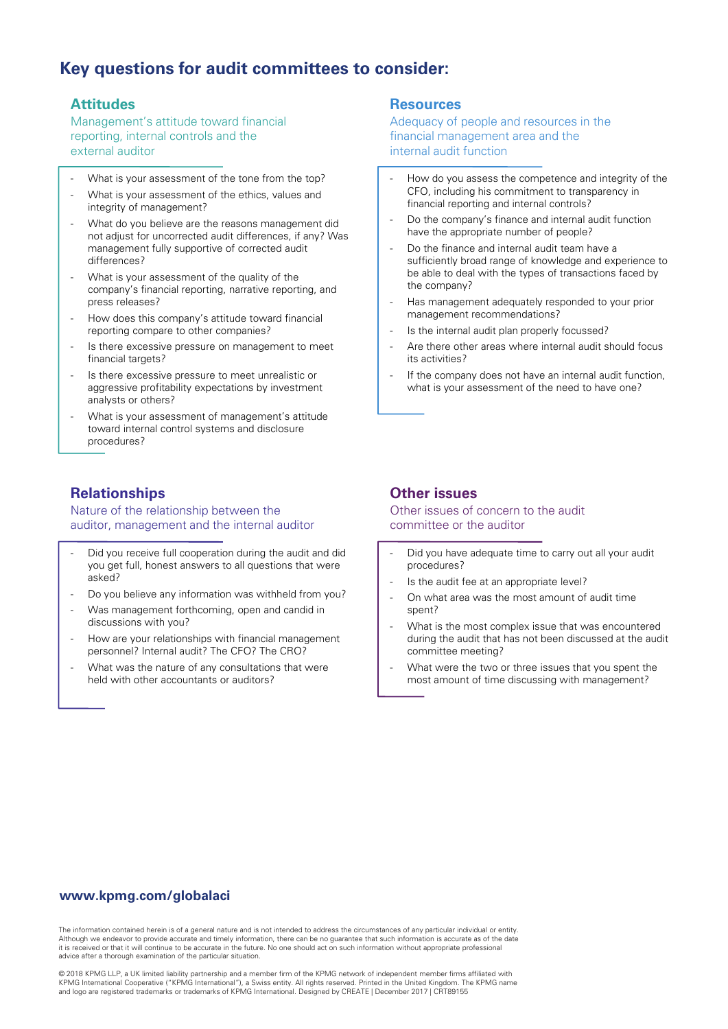# Key questions for audit committees to consider:

## Attitudes

Management's attitude toward financial reporting, internal controls and the external auditor

- What is your assessment of the tone from the top?
- What is your assessment of the ethics, values and integrity of management?
- What do you believe are the reasons management did not adjust for uncorrected audit differences, if any? Was management fully supportive of corrected audit differences?
- What is your assessment of the quality of the company's financial reporting, narrative reporting, and press releases?
- How does this company's attitude toward financial reporting compare to other companies?
- Is there excessive pressure on management to meet financial targets?
- Is there excessive pressure to meet unrealistic or aggressive profitability expectations by investment analysts or others?
- What is your assessment of management's attitude toward internal control systems and disclosure procedures?

## Resources

Adequacy of people and resources in the financial management area and the internal audit function

- How do you assess the competence and integrity of the CFO, including his commitment to transparency in financial reporting and internal controls?
- Do the company's finance and internal audit function have the appropriate number of people?
- Do the finance and internal audit team have a sufficiently broad range of knowledge and experience to be able to deal with the types of transactions faced by the company?
- Has management adequately responded to your prior management recommendations?
- Is the internal audit plan properly focussed?
- Are there other areas where internal audit should focus its activities?
- If the company does not have an internal audit function, what is your assessment of the need to have one?

## Relationships

Nature of the relationship between the auditor, management and the internal auditor

- Did you receive full cooperation during the audit and did you get full, honest answers to all questions that were asked?
- Do you believe any information was withheld from you?
- Was management forthcoming, open and candid in discussions with you?
- How are your relationships with financial management personnel? Internal audit? The CFO? The CRO?
- What was the nature of any consultations that were held with other accountants or auditors?

## Other issues

Other issues of concern to the audit committee or the auditor

- Did you have adequate time to carry out all your audit procedures?
- Is the audit fee at an appropriate level?
- On what area was the most amount of audit time spent?
- What is the most complex issue that was encountered during the audit that has not been discussed at the audit committee meeting?
- What were the two or three issues that you spent the most amount of time discussing with management?

**www.kpmg.com/globalaci**

The information contained herein is of a general nature and is not intended to address the circumstances of any particular individual or entity. Although we endeavor to provide accurate and timely information, there can be no guarantee that such information is accurate as of the date it is received or that it will continue to be accurate in the future. No one should act on such information without appropriate professional advice after a thorough examination of the particular situation.

© 2018 KPMG LLP, a UK limited liability partnership and a member firm of the KPMG network of independent member firms affiliated with KPMG International Cooperative ("KPMG International"), a Swiss entity. All rights reserved. Printed in the United Kingdom. The KPMG name and logo are registered trademarks or trademarks of KPMG International. Designed by CREATE | December 2017 | CRT89155